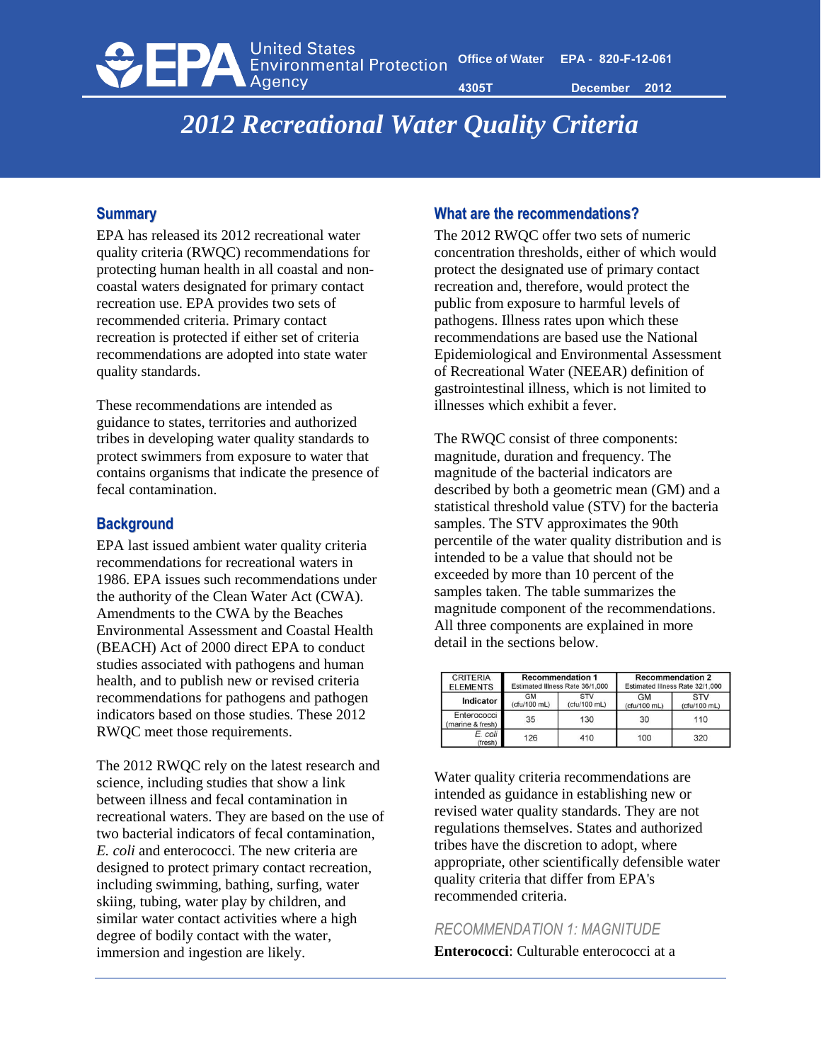Office of Water EPA - 820-F-12-061

4305T December 2012

# 2012 Recreational Water Quality Criteria

## Summary

EPA has released its 2012 recreational water quality criteria (RWQC) recommendations for protecting human health in all coastal and non-coastal waters designated for primary contact recreation use. EPA provides two sets of recommended criteria. Primary contact recreation is protected if either set of criteria recommendations are adopted into state water quality standards.

These recommendations are intended as guidance to states, territories and authorized tribes in developing water quality standards to protect swimmers from exposure to water that contains organisms that indicate the presence of fecal contamination.

## Background

EPA last issued ambient water quality criteria recommendations for recreational waters in 1986. EPA issues such recommendations under the authority of the Clean Water Act (CWA). Amendments to the CWA by the Beaches Environmental Assessment and Coastal Health (BEACH) Act of 2000 direct EPA to conduct studies associated with pathogens and human health, and to publish new or revised criteria recommendations for pathogens and pathogen indicators based on those studies. These 2012 RWQC meet those requirements.

The 2012 RWQC rely on the latest research and science, including studies that show a link between illness and fecal contamination in recreational waters. They are based on the use of two bacterial indicators of fecal contamination, *E. coli* and enterococci. The new criteria are designed to protect primary contact recreation, including swimming, bathing, surfing, water skiing, tubing, water play by children, and similar water contact activities where a high degree of bodily contact with the water, immersion and ingestion are likely.

## What are the recommendations?

The 2012 RWQC offer two sets of numeric concentration thresholds, either of which would protect the designated use of primary contact recreation and, therefore, would protect the public from exposure to harmful levels of pathogens. Illness rates upon which these recommendations are based use the National Epidemiological and Environmental Assessment of Recreational Water (NEEAR) definition of gastrointestinal illness, which is not limited to illnesses which exhibit a fever.

The RWQC consist of three components: magnitude, duration and frequency. The magnitude of the bacterial indicators are described by both a geometric mean (GM) and a statistical threshold value (STV) for the bacteria samples. The STV approximates the 90th percentile of the water quality distribution and is intended to be a value that should not be exceeded by more than 10 percent of the samples taken. The table summarizes the magnitude component of the recommendations. All three components are explained in more detail in the sections below.

| CRITERIA ELEMENTS | Recommendation 1 Estimated Illness Rate 36/1,000 | | Recommendation 2 Estimated Illness Rate 32/1,000 | |
|---|---|---|---|---|
| Indicator | GM (cfu/100 mL) | STV (cfu/100 mL) | GM (cfu/100 mL) | STV (cfu/100 mL) |
| Enterococci (marine & fresh) | 35 | 130 | 30 | 110 |
| *E. coli* (fresh) | 126 | 410 | 100 | 320 |

Water quality criteria recommendations are intended as guidance in establishing new or revised water quality standards. They are not regulations themselves. States and authorized tribes have the discretion to adopt, where appropriate, other scientifically defensible water quality criteria that differ from EPA's recommended criteria.

### RECOMMENDATION 1: MAGNITUDE

**Enterococci**: Culturable enterococci at a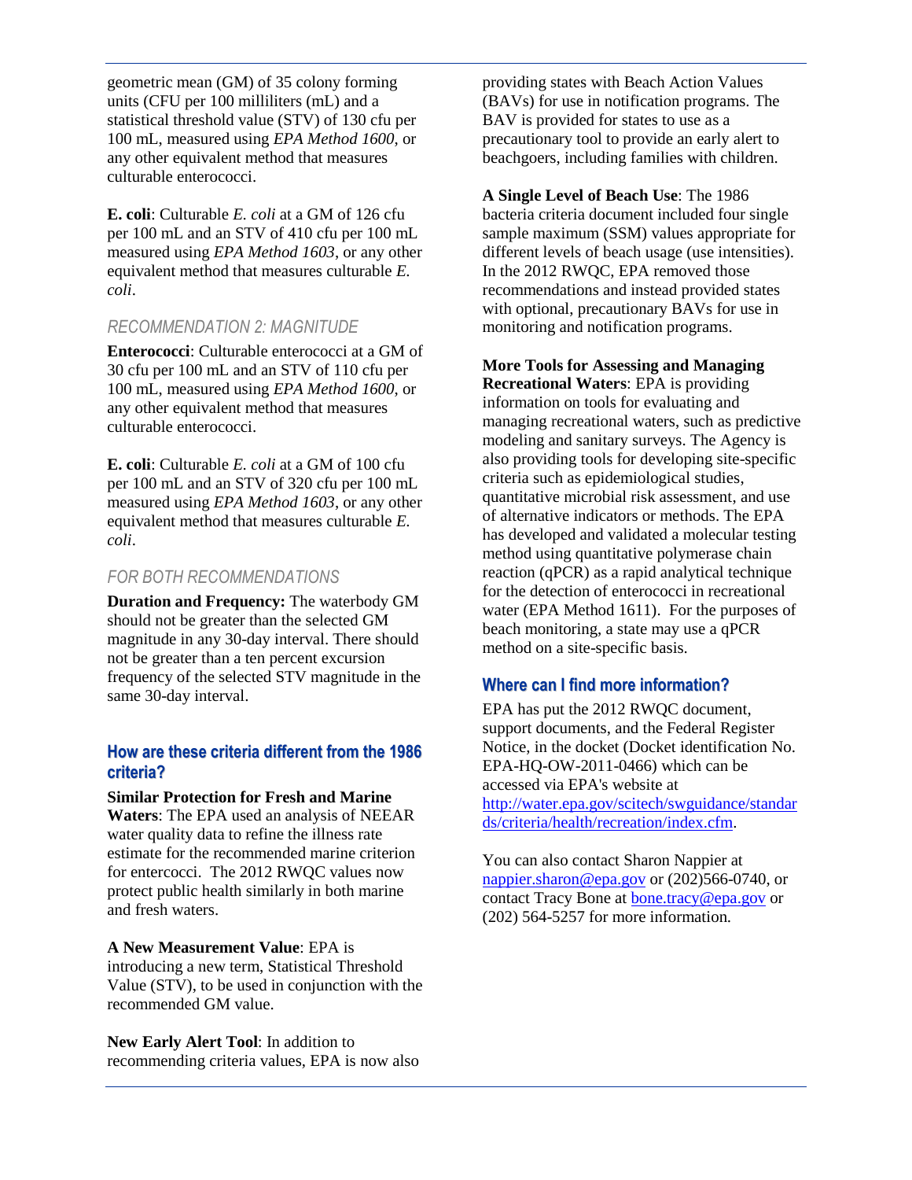geometric mean (GM) of 35 colony forming units (CFU per 100 milliliters (mL) and a statistical threshold value (STV) of 130 cfu per 100 mL, measured using *EPA Method 1600*, or any other equivalent method that measures culturable enterococci.

**E. coli**: Culturable *E. coli* at a GM of 126 cfu per 100 mL and an STV of 410 cfu per 100 mL measured using *EPA Method 1603*, or any other equivalent method that measures culturable *E. coli*.

### RECOMMENDATION 2: MAGNITUDE

**Enterococci**: Culturable enterococci at a GM of 30 cfu per 100 mL and an STV of 110 cfu per 100 mL, measured using *EPA Method 1600*, or any other equivalent method that measures culturable enterococci.

**E. coli**: Culturable *E. coli* at a GM of 100 cfu per 100 mL and an STV of 320 cfu per 100 mL measured using *EPA Method 1603*, or any other equivalent method that measures culturable *E. coli*.

### FOR BOTH RECOMMENDATIONS

**Duration and Frequency:** The waterbody GM should not be greater than the selected GM magnitude in any 30-day interval. There should not be greater than a ten percent excursion frequency of the selected STV magnitude in the same 30-day interval.

## How are these criteria different from the 1986 criteria?

**Similar Protection for Fresh and Marine Waters**: The EPA used an analysis of NEEAR water quality data to refine the illness rate estimate for the recommended marine criterion for entercocci. The 2012 RWQC values now protect public health similarly in both marine and fresh waters.

**A New Measurement Value**: EPA is introducing a new term, Statistical Threshold Value (STV), to be used in conjunction with the recommended GM value.

**New Early Alert Tool**: In addition to recommending criteria values, EPA is now also providing states with Beach Action Values (BAVs) for use in notification programs. The BAV is provided for states to use as a precautionary tool to provide an early alert to beachgoers, including families with children.

**A Single Level of Beach Use**: The 1986 bacteria criteria document included four single sample maximum (SSM) values appropriate for different levels of beach usage (use intensities). In the 2012 RWQC, EPA removed those recommendations and instead provided states with optional, precautionary BAVs for use in monitoring and notification programs.

**More Tools for Assessing and Managing Recreational Waters**: EPA is providing information on tools for evaluating and managing recreational waters, such as predictive modeling and sanitary surveys. The Agency is also providing tools for developing site-specific criteria such as epidemiological studies, quantitative microbial risk assessment, and use of alternative indicators or methods. The EPA has developed and validated a molecular testing method using quantitative polymerase chain reaction (qPCR) as a rapid analytical technique for the detection of enterococci in recreational water (EPA Method 1611). For the purposes of beach monitoring, a state may use a qPCR method on a site-specific basis.

## Where can I find more information?

EPA has put the 2012 RWQC document, support documents, and the Federal Register Notice, in the docket (Docket identification No. EPA-HQ-OW-2011-0466) which can be accessed via EPA's website at http://water.epa.gov/scitech/swguidance/standards/criteria/health/recreation/index.cfm.

You can also contact Sharon Nappier at nappier.sharon@epa.gov or (202)566-0740, or contact Tracy Bone at bone.tracy@epa.gov or (202) 564-5257 for more information.